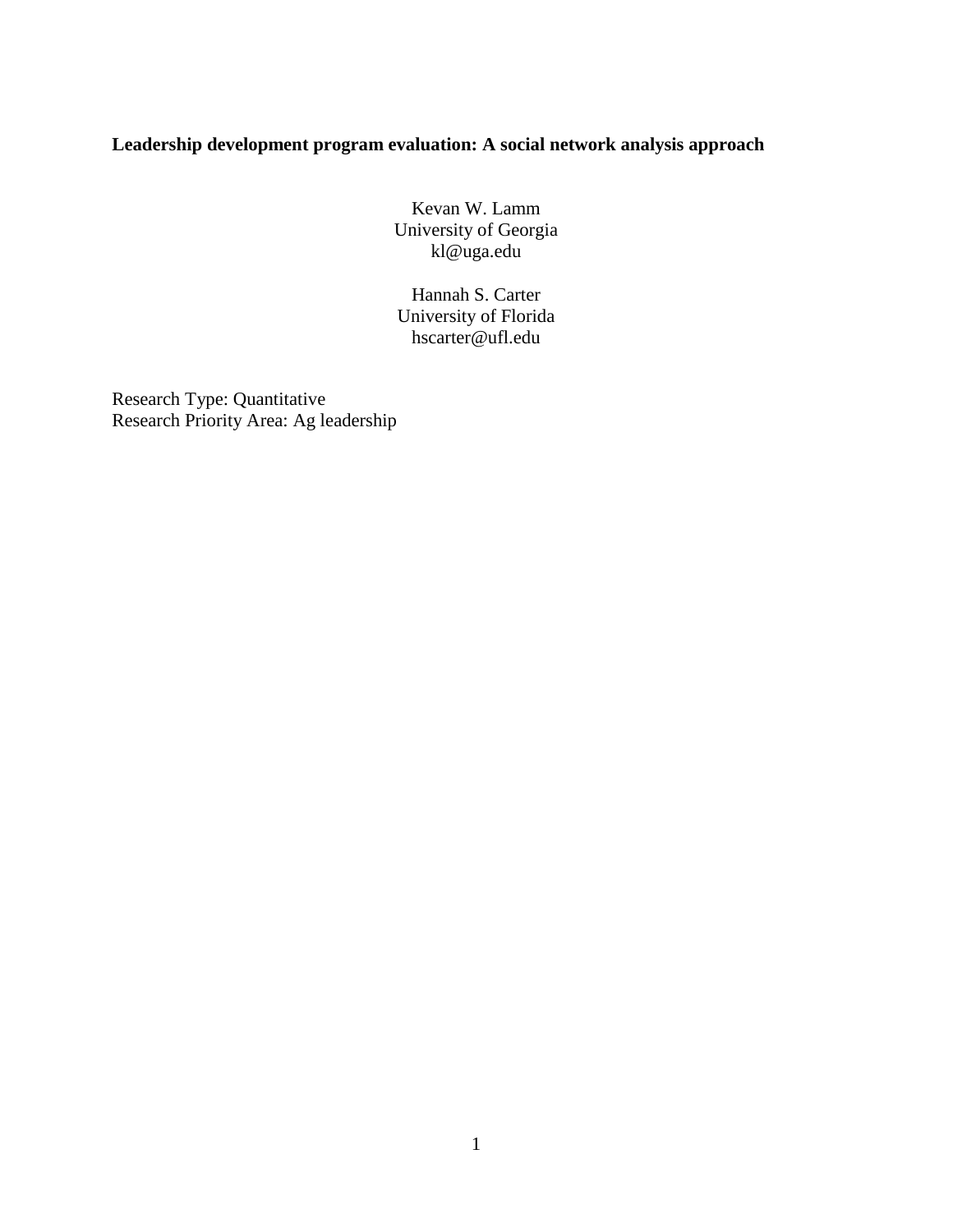# Leadership development program evaluation: A social network analysis approach

Kevan W. Lamm
University of Georgia
kl@uga.edu

Hannah S. Carter
University of Florida
hscarter@ufl.edu

Research Type: Quantitative
Research Priority Area: Ag leadership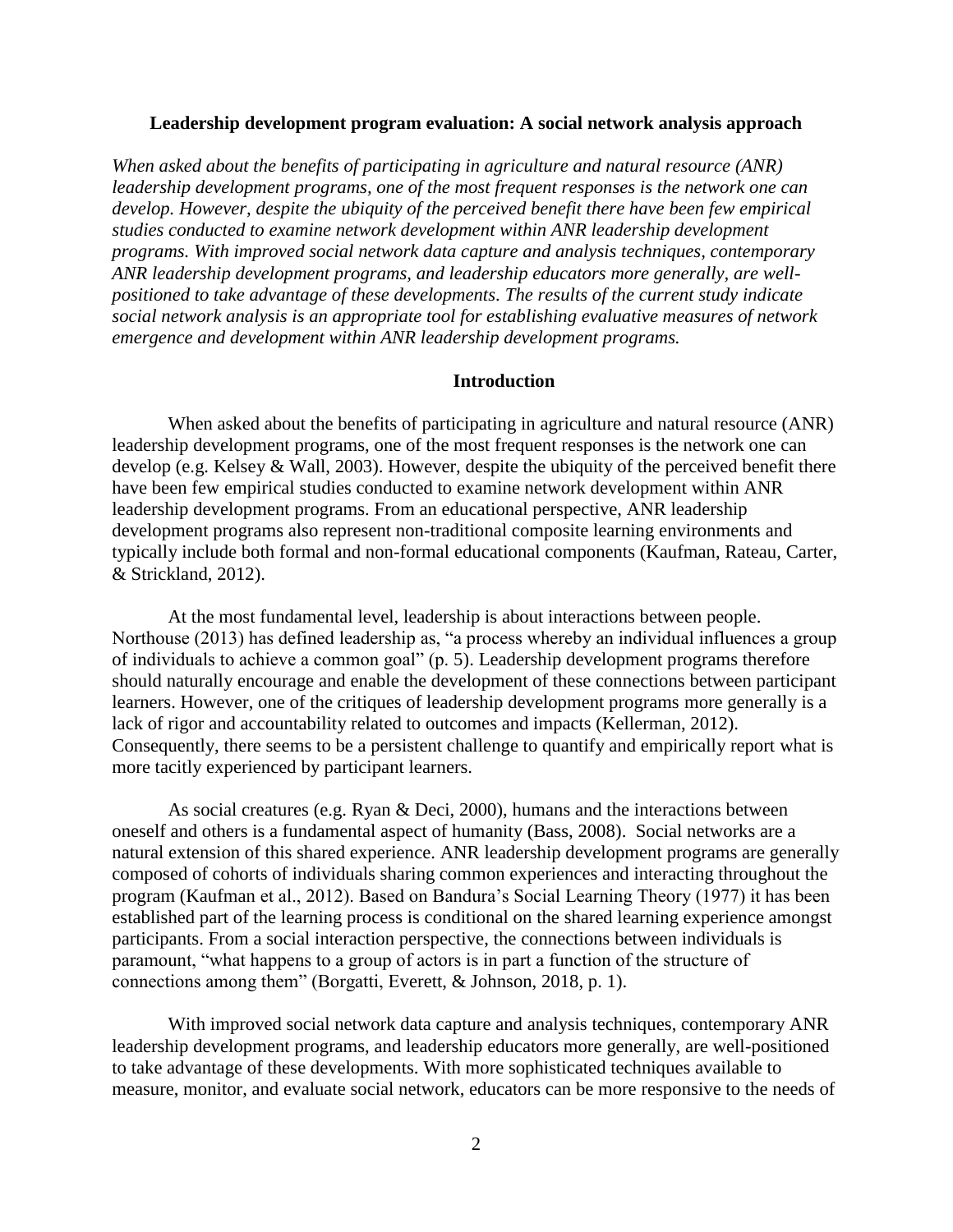## Leadership development program evaluation: A social network analysis approach

*When asked about the benefits of participating in agriculture and natural resource (ANR) leadership development programs, one of the most frequent responses is the network one can develop. However, despite the ubiquity of the perceived benefit there have been few empirical studies conducted to examine network development within ANR leadership development programs. With improved social network data capture and analysis techniques, contemporary ANR leadership development programs, and leadership educators more generally, are well-positioned to take advantage of these developments. The results of the current study indicate social network analysis is an appropriate tool for establishing evaluative measures of network emergence and development within ANR leadership development programs.*

### Introduction

When asked about the benefits of participating in agriculture and natural resource (ANR) leadership development programs, one of the most frequent responses is the network one can develop (e.g. Kelsey & Wall, 2003). However, despite the ubiquity of the perceived benefit there have been few empirical studies conducted to examine network development within ANR leadership development programs. From an educational perspective, ANR leadership development programs also represent non-traditional composite learning environments and typically include both formal and non-formal educational components (Kaufman, Rateau, Carter, & Strickland, 2012).

At the most fundamental level, leadership is about interactions between people. Northouse (2013) has defined leadership as, "a process whereby an individual influences a group of individuals to achieve a common goal" (p. 5). Leadership development programs therefore should naturally encourage and enable the development of these connections between participant learners. However, one of the critiques of leadership development programs more generally is a lack of rigor and accountability related to outcomes and impacts (Kellerman, 2012). Consequently, there seems to be a persistent challenge to quantify and empirically report what is more tacitly experienced by participant learners.

As social creatures (e.g. Ryan & Deci, 2000), humans and the interactions between oneself and others is a fundamental aspect of humanity (Bass, 2008). Social networks are a natural extension of this shared experience. ANR leadership development programs are generally composed of cohorts of individuals sharing common experiences and interacting throughout the program (Kaufman et al., 2012). Based on Bandura's Social Learning Theory (1977) it has been established part of the learning process is conditional on the shared learning experience amongst participants. From a social interaction perspective, the connections between individuals is paramount, "what happens to a group of actors is in part a function of the structure of connections among them" (Borgatti, Everett, & Johnson, 2018, p. 1).

With improved social network data capture and analysis techniques, contemporary ANR leadership development programs, and leadership educators more generally, are well-positioned to take advantage of these developments. With more sophisticated techniques available to measure, monitor, and evaluate social network, educators can be more responsive to the needs of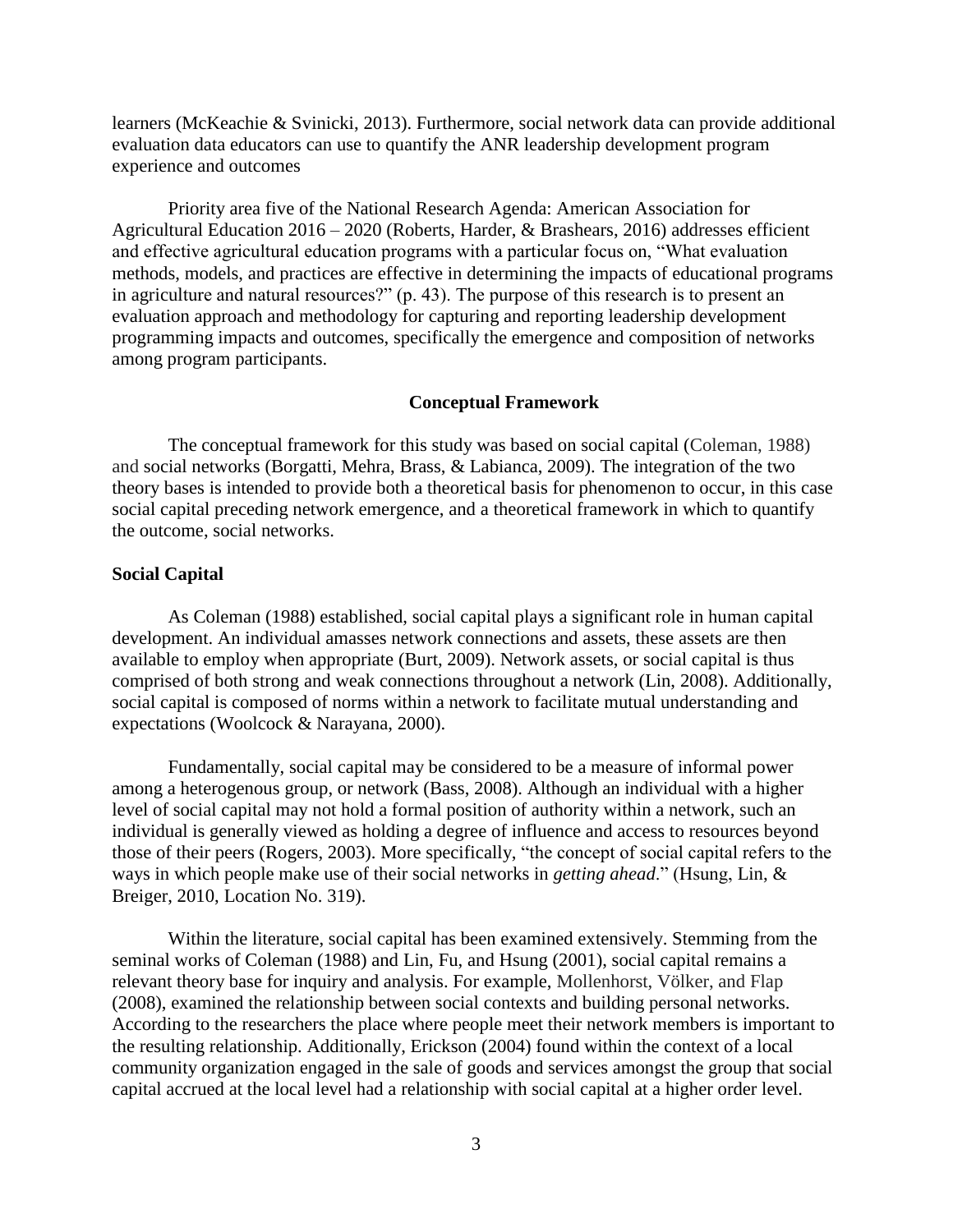learners (McKeachie & Svinicki, 2013). Furthermore, social network data can provide additional evaluation data educators can use to quantify the ANR leadership development program experience and outcomes

Priority area five of the National Research Agenda: American Association for Agricultural Education 2016 – 2020 (Roberts, Harder, & Brashears, 2016) addresses efficient and effective agricultural education programs with a particular focus on, "What evaluation methods, models, and practices are effective in determining the impacts of educational programs in agriculture and natural resources?" (p. 43). The purpose of this research is to present an evaluation approach and methodology for capturing and reporting leadership development programming impacts and outcomes, specifically the emergence and composition of networks among program participants.

## Conceptual Framework

The conceptual framework for this study was based on social capital (Coleman, 1988) and social networks (Borgatti, Mehra, Brass, & Labianca, 2009). The integration of the two theory bases is intended to provide both a theoretical basis for phenomenon to occur, in this case social capital preceding network emergence, and a theoretical framework in which to quantify the outcome, social networks.

### Social Capital

As Coleman (1988) established, social capital plays a significant role in human capital development. An individual amasses network connections and assets, these assets are then available to employ when appropriate (Burt, 2009). Network assets, or social capital is thus comprised of both strong and weak connections throughout a network (Lin, 2008). Additionally, social capital is composed of norms within a network to facilitate mutual understanding and expectations (Woolcock & Narayana, 2000).

Fundamentally, social capital may be considered to be a measure of informal power among a heterogenous group, or network (Bass, 2008). Although an individual with a higher level of social capital may not hold a formal position of authority within a network, such an individual is generally viewed as holding a degree of influence and access to resources beyond those of their peers (Rogers, 2003). More specifically, "the concept of social capital refers to the ways in which people make use of their social networks in *getting ahead*." (Hsung, Lin, & Breiger, 2010, Location No. 319).

Within the literature, social capital has been examined extensively. Stemming from the seminal works of Coleman (1988) and Lin, Fu, and Hsung (2001), social capital remains a relevant theory base for inquiry and analysis. For example, Mollenhorst, Völker, and Flap (2008), examined the relationship between social contexts and building personal networks. According to the researchers the place where people meet their network members is important to the resulting relationship. Additionally, Erickson (2004) found within the context of a local community organization engaged in the sale of goods and services amongst the group that social capital accrued at the local level had a relationship with social capital at a higher order level.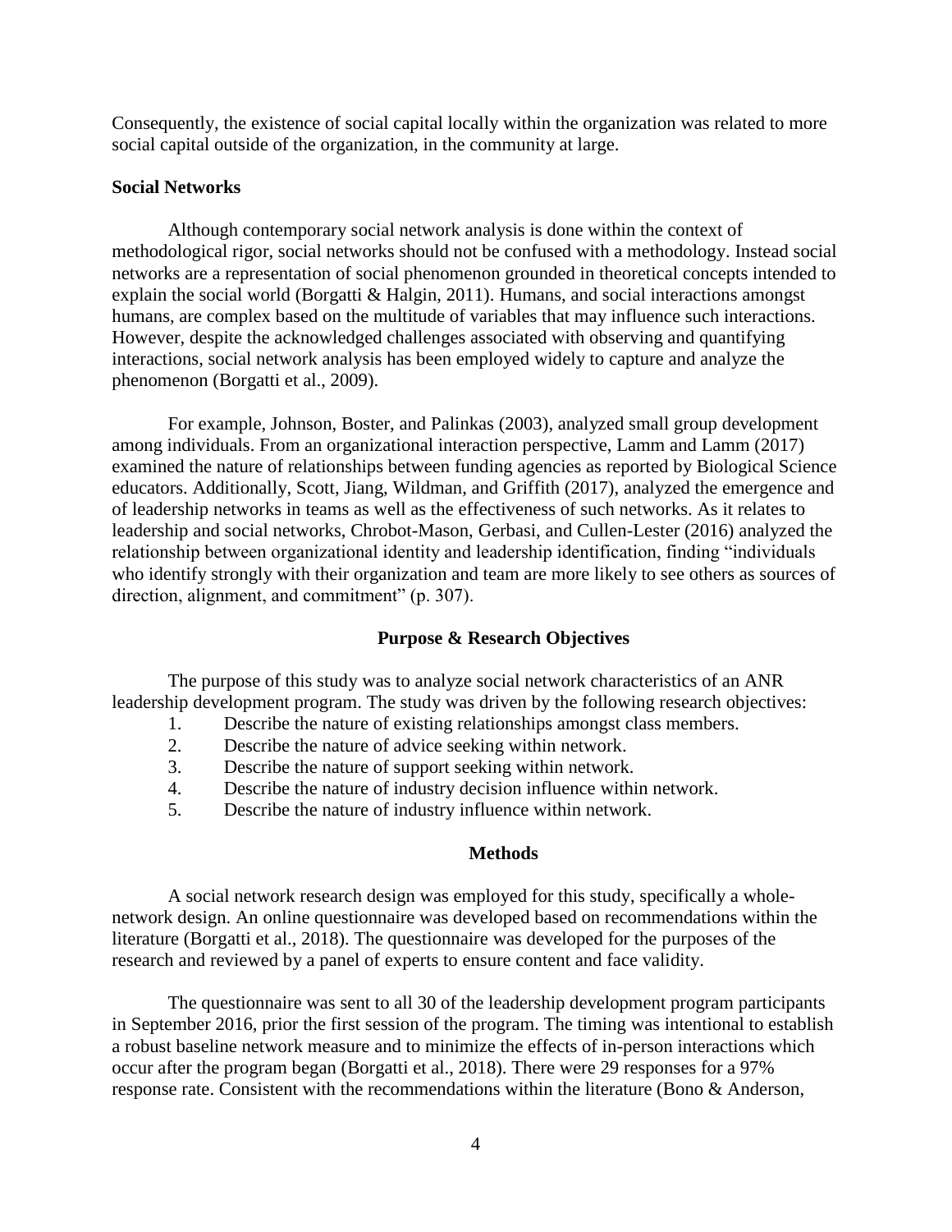Consequently, the existence of social capital locally within the organization was related to more social capital outside of the organization, in the community at large.

### Social Networks

Although contemporary social network analysis is done within the context of methodological rigor, social networks should not be confused with a methodology. Instead social networks are a representation of social phenomenon grounded in theoretical concepts intended to explain the social world (Borgatti & Halgin, 2011). Humans, and social interactions amongst humans, are complex based on the multitude of variables that may influence such interactions. However, despite the acknowledged challenges associated with observing and quantifying interactions, social network analysis has been employed widely to capture and analyze the phenomenon (Borgatti et al., 2009).

For example, Johnson, Boster, and Palinkas (2003), analyzed small group development among individuals. From an organizational interaction perspective, Lamm and Lamm (2017) examined the nature of relationships between funding agencies as reported by Biological Science educators. Additionally, Scott, Jiang, Wildman, and Griffith (2017), analyzed the emergence and of leadership networks in teams as well as the effectiveness of such networks. As it relates to leadership and social networks, Chrobot-Mason, Gerbasi, and Cullen-Lester (2016) analyzed the relationship between organizational identity and leadership identification, finding "individuals who identify strongly with their organization and team are more likely to see others as sources of direction, alignment, and commitment" (p. 307).

## Purpose & Research Objectives

The purpose of this study was to analyze social network characteristics of an ANR leadership development program. The study was driven by the following research objectives:

1. Describe the nature of existing relationships amongst class members.
2. Describe the nature of advice seeking within network.
3. Describe the nature of support seeking within network.
4. Describe the nature of industry decision influence within network.
5. Describe the nature of industry influence within network.

## Methods

A social network research design was employed for this study, specifically a whole-network design. An online questionnaire was developed based on recommendations within the literature (Borgatti et al., 2018). The questionnaire was developed for the purposes of the research and reviewed by a panel of experts to ensure content and face validity.

The questionnaire was sent to all 30 of the leadership development program participants in September 2016, prior the first session of the program. The timing was intentional to establish a robust baseline network measure and to minimize the effects of in-person interactions which occur after the program began (Borgatti et al., 2018). There were 29 responses for a 97% response rate. Consistent with the recommendations within the literature (Bono & Anderson,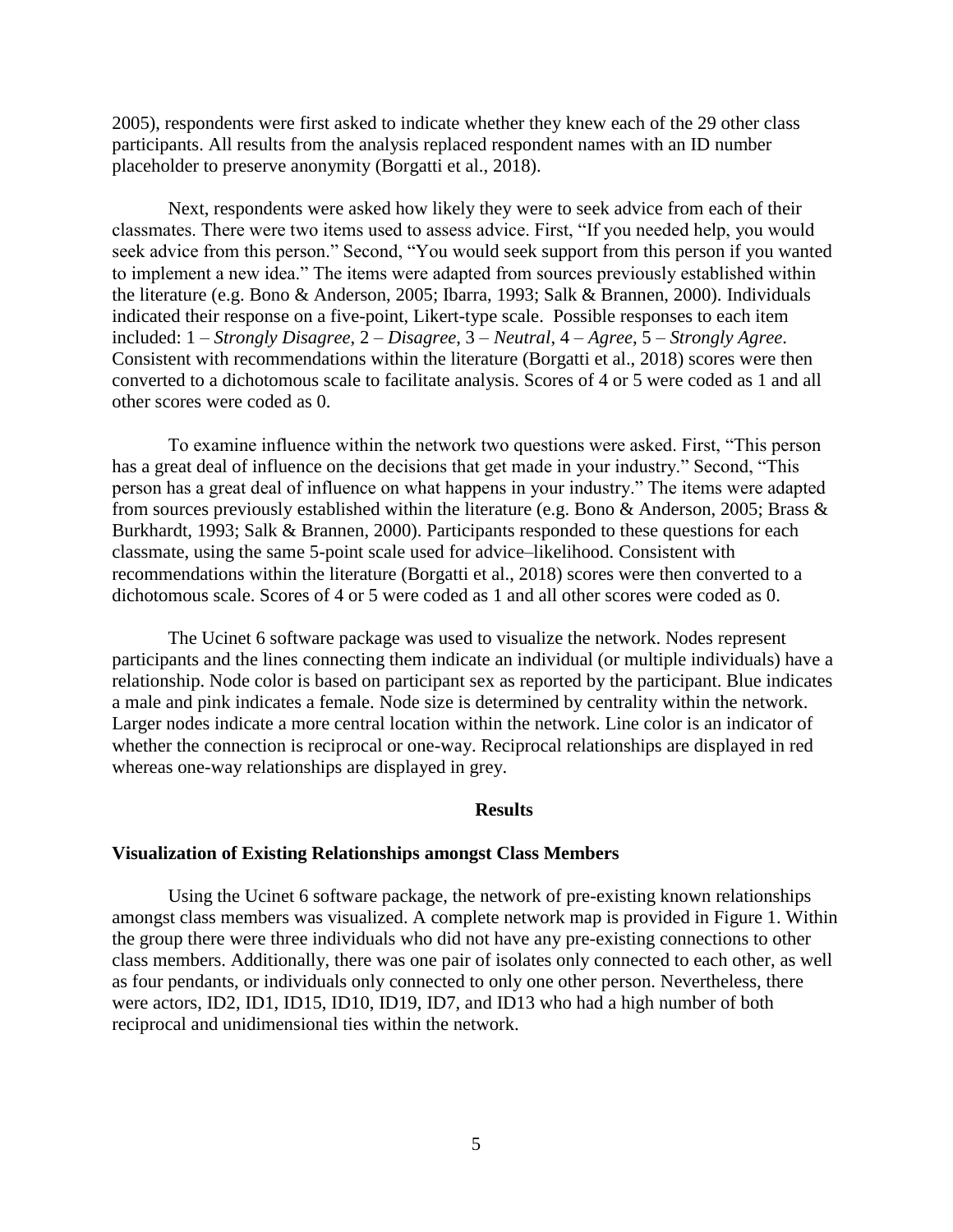2005), respondents were first asked to indicate whether they knew each of the 29 other class participants. All results from the analysis replaced respondent names with an ID number placeholder to preserve anonymity (Borgatti et al., 2018).

Next, respondents were asked how likely they were to seek advice from each of their classmates. There were two items used to assess advice. First, "If you needed help, you would seek advice from this person." Second, "You would seek support from this person if you wanted to implement a new idea." The items were adapted from sources previously established within the literature (e.g. Bono & Anderson, 2005; Ibarra, 1993; Salk & Brannen, 2000). Individuals indicated their response on a five-point, Likert-type scale. Possible responses to each item included: 1 – *Strongly Disagree*, 2 – *Disagree*, 3 – *Neutral*, 4 – *Agree*, 5 – *Strongly Agree*. Consistent with recommendations within the literature (Borgatti et al., 2018) scores were then converted to a dichotomous scale to facilitate analysis. Scores of 4 or 5 were coded as 1 and all other scores were coded as 0.

To examine influence within the network two questions were asked. First, "This person has a great deal of influence on the decisions that get made in your industry." Second, "This person has a great deal of influence on what happens in your industry." The items were adapted from sources previously established within the literature (e.g. Bono & Anderson, 2005; Brass & Burkhardt, 1993; Salk & Brannen, 2000). Participants responded to these questions for each classmate, using the same 5-point scale used for advice–likelihood. Consistent with recommendations within the literature (Borgatti et al., 2018) scores were then converted to a dichotomous scale. Scores of 4 or 5 were coded as 1 and all other scores were coded as 0.

The Ucinet 6 software package was used to visualize the network. Nodes represent participants and the lines connecting them indicate an individual (or multiple individuals) have a relationship. Node color is based on participant sex as reported by the participant. Blue indicates a male and pink indicates a female. Node size is determined by centrality within the network. Larger nodes indicate a more central location within the network. Line color is an indicator of whether the connection is reciprocal or one-way. Reciprocal relationships are displayed in red whereas one-way relationships are displayed in grey.

## Results

### Visualization of Existing Relationships amongst Class Members

Using the Ucinet 6 software package, the network of pre-existing known relationships amongst class members was visualized. A complete network map is provided in Figure 1. Within the group there were three individuals who did not have any pre-existing connections to other class members. Additionally, there was one pair of isolates only connected to each other, as well as four pendants, or individuals only connected to only one other person. Nevertheless, there were actors, ID2, ID1, ID15, ID10, ID19, ID7, and ID13 who had a high number of both reciprocal and unidimensional ties within the network.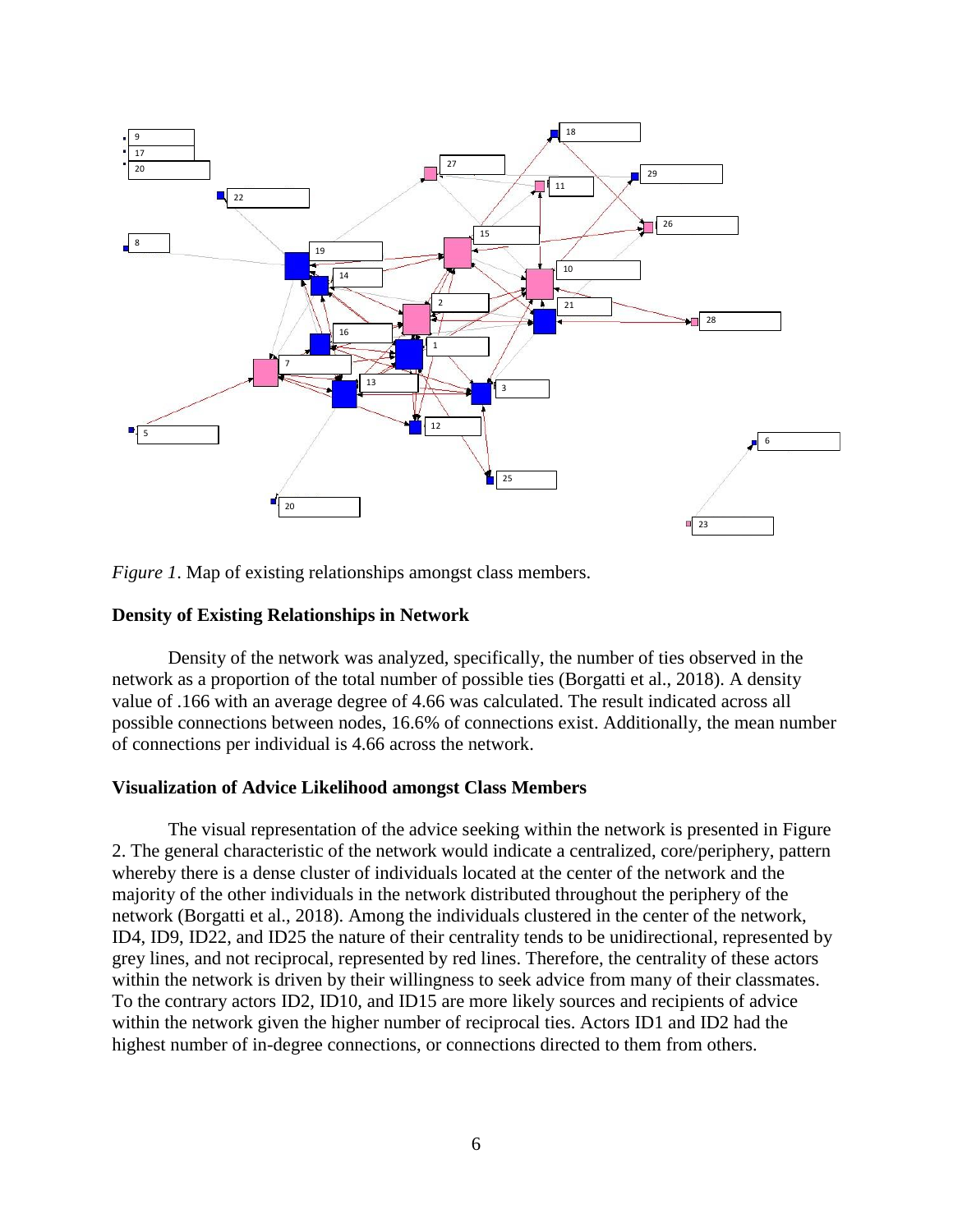*Figure 1*. Map of existing relationships amongst class members.

### Density of Existing Relationships in Network

Density of the network was analyzed, specifically, the number of ties observed in the network as a proportion of the total number of possible ties (Borgatti et al., 2018). A density value of .166 with an average degree of 4.66 was calculated. The result indicated across all possible connections between nodes, 16.6% of connections exist. Additionally, the mean number of connections per individual is 4.66 across the network.

### Visualization of Advice Likelihood amongst Class Members

The visual representation of the advice seeking within the network is presented in Figure 2. The general characteristic of the network would indicate a centralized, core/periphery, pattern whereby there is a dense cluster of individuals located at the center of the network and the majority of the other individuals in the network distributed throughout the periphery of the network (Borgatti et al., 2018). Among the individuals clustered in the center of the network, ID4, ID9, ID22, and ID25 the nature of their centrality tends to be unidirectional, represented by grey lines, and not reciprocal, represented by red lines. Therefore, the centrality of these actors within the network is driven by their willingness to seek advice from many of their classmates. To the contrary actors ID2, ID10, and ID15 are more likely sources and recipients of advice within the network given the higher number of reciprocal ties. Actors ID1 and ID2 had the highest number of in-degree connections, or connections directed to them from others.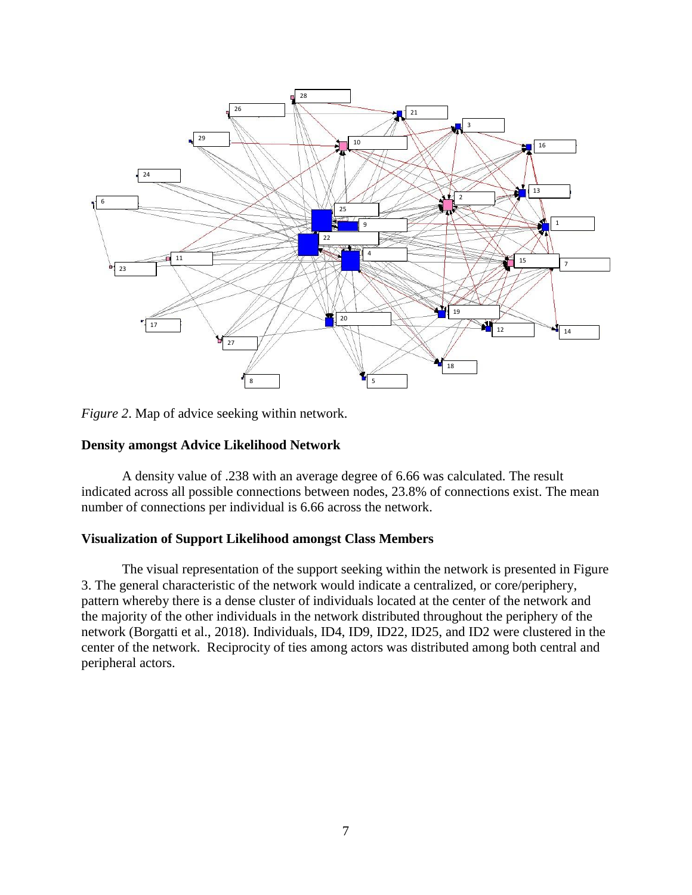*Figure 2*. Map of advice seeking within network.

### Density amongst Advice Likelihood Network

A density value of .238 with an average degree of 6.66 was calculated. The result indicated across all possible connections between nodes, 23.8% of connections exist. The mean number of connections per individual is 6.66 across the network.

### Visualization of Support Likelihood amongst Class Members

The visual representation of the support seeking within the network is presented in Figure 3. The general characteristic of the network would indicate a centralized, or core/periphery, pattern whereby there is a dense cluster of individuals located at the center of the network and the majority of the other individuals in the network distributed throughout the periphery of the network (Borgatti et al., 2018). Individuals, ID4, ID9, ID22, ID25, and ID2 were clustered in the center of the network. Reciprocity of ties among actors was distributed among both central and peripheral actors.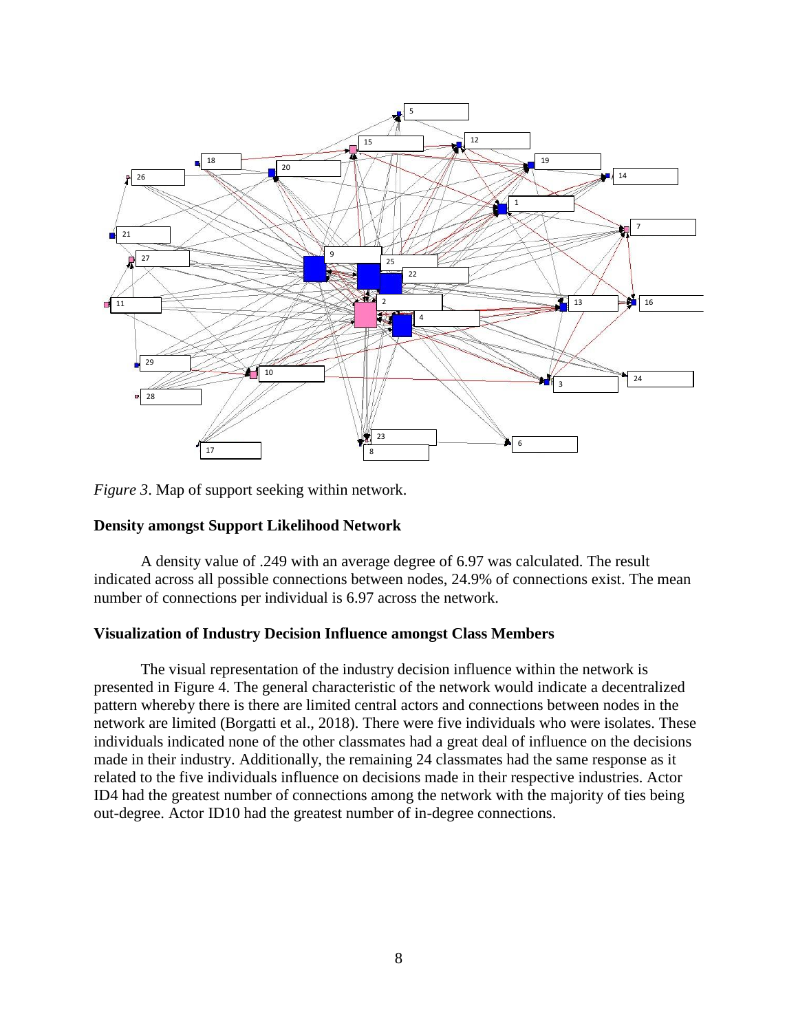*Figure 3*. Map of support seeking within network.

### Density amongst Support Likelihood Network

A density value of .249 with an average degree of 6.97 was calculated. The result indicated across all possible connections between nodes, 24.9% of connections exist. The mean number of connections per individual is 6.97 across the network.

### Visualization of Industry Decision Influence amongst Class Members

The visual representation of the industry decision influence within the network is presented in Figure 4. The general characteristic of the network would indicate a decentralized pattern whereby there is there are limited central actors and connections between nodes in the network are limited (Borgatti et al., 2018). There were five individuals who were isolates. These individuals indicated none of the other classmates had a great deal of influence on the decisions made in their industry. Additionally, the remaining 24 classmates had the same response as it related to the five individuals influence on decisions made in their respective industries. Actor ID4 had the greatest number of connections among the network with the majority of ties being out-degree. Actor ID10 had the greatest number of in-degree connections.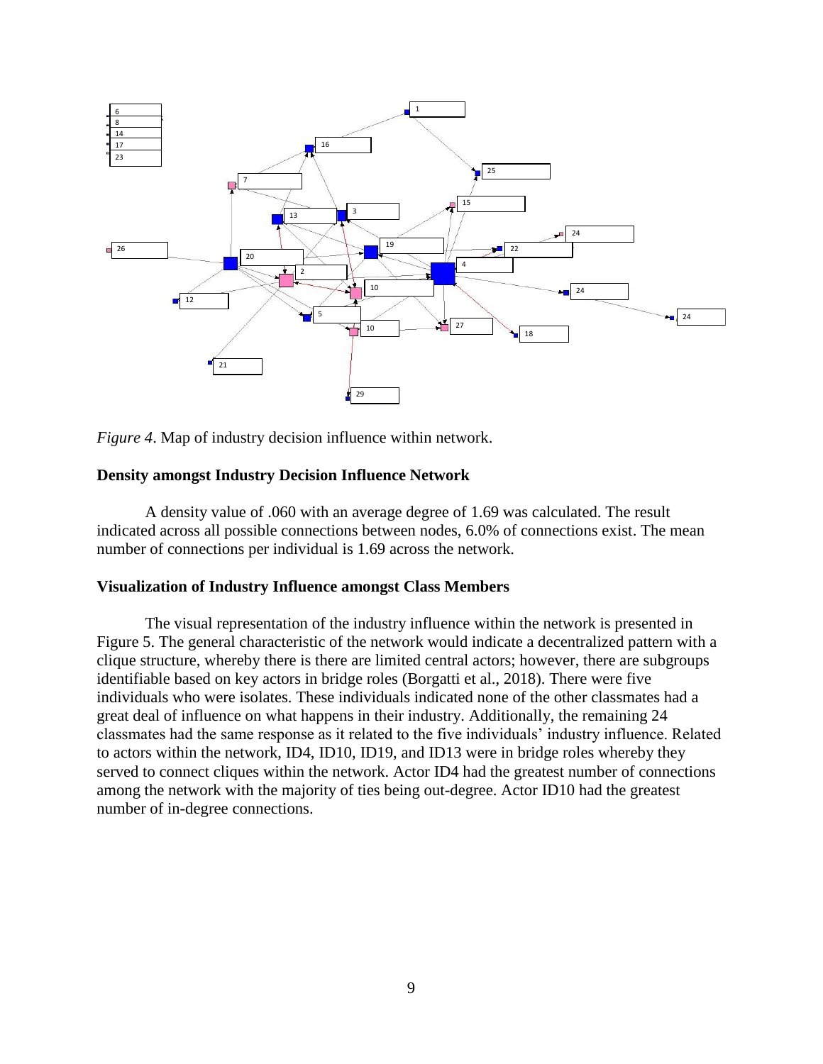*Figure 4*. Map of industry decision influence within network.

### Density amongst Industry Decision Influence Network

A density value of .060 with an average degree of 1.69 was calculated. The result indicated across all possible connections between nodes, 6.0% of connections exist. The mean number of connections per individual is 1.69 across the network.

### Visualization of Industry Influence amongst Class Members

The visual representation of the industry influence within the network is presented in Figure 5. The general characteristic of the network would indicate a decentralized pattern with a clique structure, whereby there is there are limited central actors; however, there are subgroups identifiable based on key actors in bridge roles (Borgatti et al., 2018). There were five individuals who were isolates. These individuals indicated none of the other classmates had a great deal of influence on what happens in their industry. Additionally, the remaining 24 classmates had the same response as it related to the five individuals' industry influence. Related to actors within the network, ID4, ID10, ID19, and ID13 were in bridge roles whereby they served to connect cliques within the network. Actor ID4 had the greatest number of connections among the network with the majority of ties being out-degree. Actor ID10 had the greatest number of in-degree connections.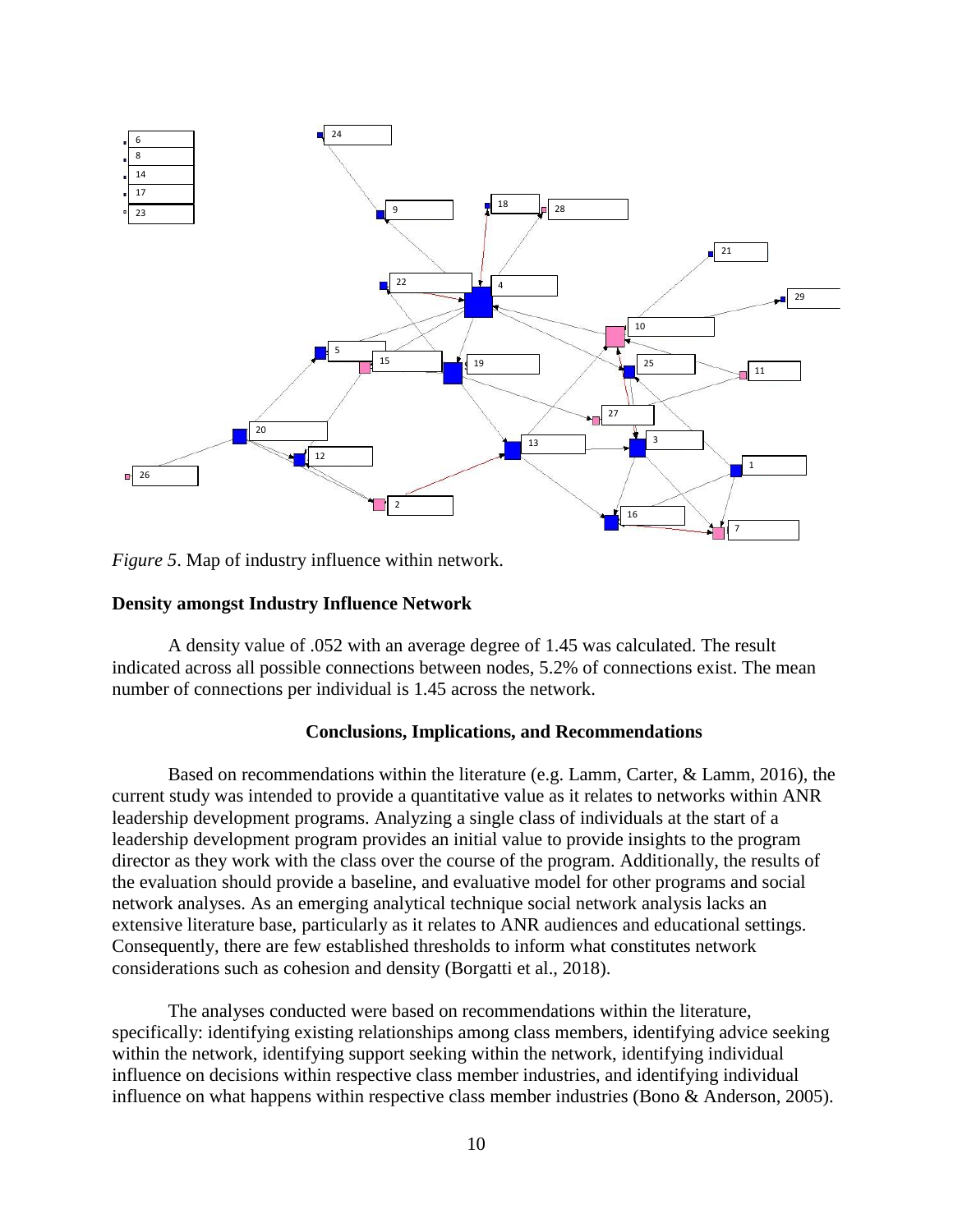*Figure 5*. Map of industry influence within network.

**Density amongst Industry Influence Network**

A density value of .052 with an average degree of 1.45 was calculated. The result indicated across all possible connections between nodes, 5.2% of connections exist. The mean number of connections per individual is 1.45 across the network.

## Conclusions, Implications, and Recommendations

Based on recommendations within the literature (e.g. Lamm, Carter, & Lamm, 2016), the current study was intended to provide a quantitative value as it relates to networks within ANR leadership development programs. Analyzing a single class of individuals at the start of a leadership development program provides an initial value to provide insights to the program director as they work with the class over the course of the program. Additionally, the results of the evaluation should provide a baseline, and evaluative model for other programs and social network analyses. As an emerging analytical technique social network analysis lacks an extensive literature base, particularly as it relates to ANR audiences and educational settings. Consequently, there are few established thresholds to inform what constitutes network considerations such as cohesion and density (Borgatti et al., 2018).

The analyses conducted were based on recommendations within the literature, specifically: identifying existing relationships among class members, identifying advice seeking within the network, identifying support seeking within the network, identifying individual influence on decisions within respective class member industries, and identifying individual influence on what happens within respective class member industries (Bono & Anderson, 2005).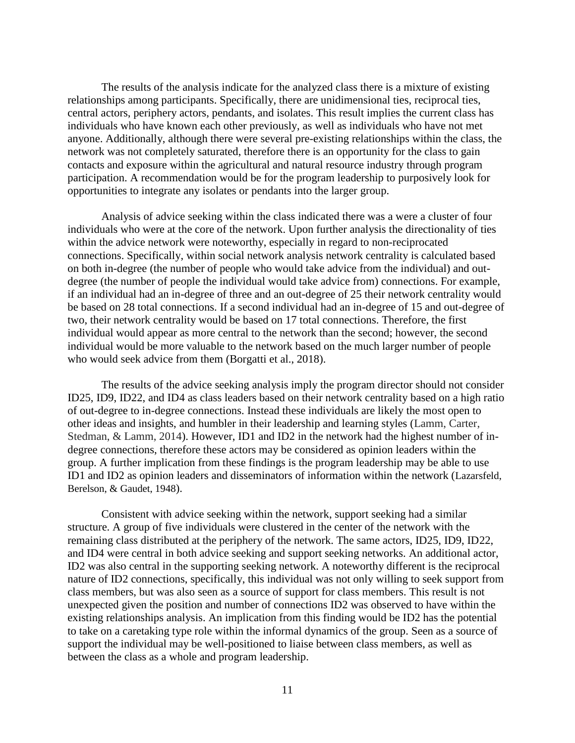The results of the analysis indicate for the analyzed class there is a mixture of existing relationships among participants. Specifically, there are unidimensional ties, reciprocal ties, central actors, periphery actors, pendants, and isolates. This result implies the current class has individuals who have known each other previously, as well as individuals who have not met anyone. Additionally, although there were several pre-existing relationships within the class, the network was not completely saturated, therefore there is an opportunity for the class to gain contacts and exposure within the agricultural and natural resource industry through program participation. A recommendation would be for the program leadership to purposively look for opportunities to integrate any isolates or pendants into the larger group.

Analysis of advice seeking within the class indicated there was a were a cluster of four individuals who were at the core of the network. Upon further analysis the directionality of ties within the advice network were noteworthy, especially in regard to non-reciprocated connections. Specifically, within social network analysis network centrality is calculated based on both in-degree (the number of people who would take advice from the individual) and out-degree (the number of people the individual would take advice from) connections. For example, if an individual had an in-degree of three and an out-degree of 25 their network centrality would be based on 28 total connections. If a second individual had an in-degree of 15 and out-degree of two, their network centrality would be based on 17 total connections. Therefore, the first individual would appear as more central to the network than the second; however, the second individual would be more valuable to the network based on the much larger number of people who would seek advice from them (Borgatti et al., 2018).

The results of the advice seeking analysis imply the program director should not consider ID25, ID9, ID22, and ID4 as class leaders based on their network centrality based on a high ratio of out-degree to in-degree connections. Instead these individuals are likely the most open to other ideas and insights, and humbler in their leadership and learning styles (Lamm, Carter, Stedman, & Lamm, 2014). However, ID1 and ID2 in the network had the highest number of in-degree connections, therefore these actors may be considered as opinion leaders within the group. A further implication from these findings is the program leadership may be able to use ID1 and ID2 as opinion leaders and disseminators of information within the network (Lazarsfeld, Berelson, & Gaudet, 1948).

Consistent with advice seeking within the network, support seeking had a similar structure. A group of five individuals were clustered in the center of the network with the remaining class distributed at the periphery of the network. The same actors, ID25, ID9, ID22, and ID4 were central in both advice seeking and support seeking networks. An additional actor, ID2 was also central in the supporting seeking network. A noteworthy different is the reciprocal nature of ID2 connections, specifically, this individual was not only willing to seek support from class members, but was also seen as a source of support for class members. This result is not unexpected given the position and number of connections ID2 was observed to have within the existing relationships analysis. An implication from this finding would be ID2 has the potential to take on a caretaking type role within the informal dynamics of the group. Seen as a source of support the individual may be well-positioned to liaise between class members, as well as between the class as a whole and program leadership.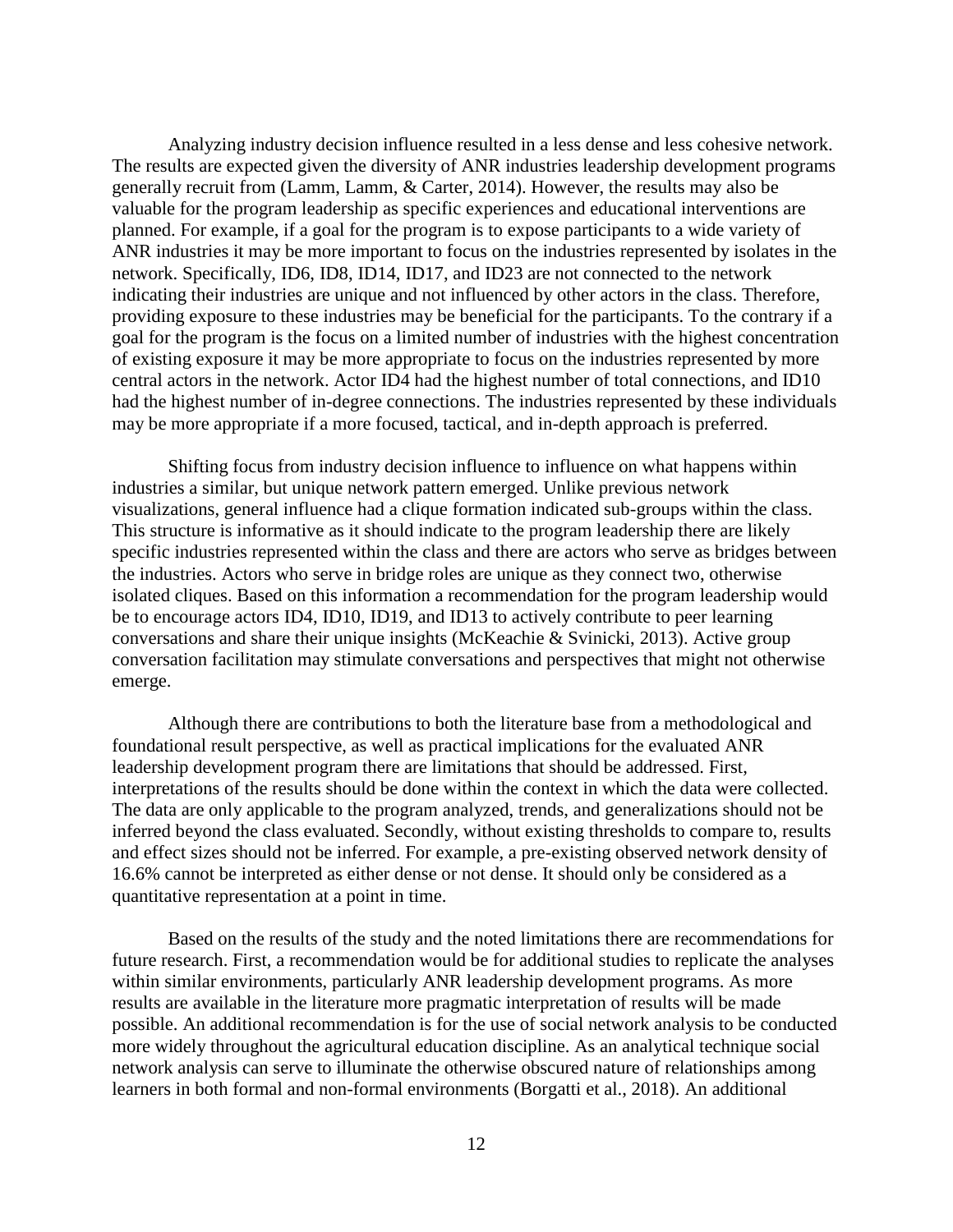Analyzing industry decision influence resulted in a less dense and less cohesive network. The results are expected given the diversity of ANR industries leadership development programs generally recruit from (Lamm, Lamm, & Carter, 2014). However, the results may also be valuable for the program leadership as specific experiences and educational interventions are planned. For example, if a goal for the program is to expose participants to a wide variety of ANR industries it may be more important to focus on the industries represented by isolates in the network. Specifically, ID6, ID8, ID14, ID17, and ID23 are not connected to the network indicating their industries are unique and not influenced by other actors in the class. Therefore, providing exposure to these industries may be beneficial for the participants. To the contrary if a goal for the program is the focus on a limited number of industries with the highest concentration of existing exposure it may be more appropriate to focus on the industries represented by more central actors in the network. Actor ID4 had the highest number of total connections, and ID10 had the highest number of in-degree connections. The industries represented by these individuals may be more appropriate if a more focused, tactical, and in-depth approach is preferred.

Shifting focus from industry decision influence to influence on what happens within industries a similar, but unique network pattern emerged. Unlike previous network visualizations, general influence had a clique formation indicated sub-groups within the class. This structure is informative as it should indicate to the program leadership there are likely specific industries represented within the class and there are actors who serve as bridges between the industries. Actors who serve in bridge roles are unique as they connect two, otherwise isolated cliques. Based on this information a recommendation for the program leadership would be to encourage actors ID4, ID10, ID19, and ID13 to actively contribute to peer learning conversations and share their unique insights (McKeachie & Svinicki, 2013). Active group conversation facilitation may stimulate conversations and perspectives that might not otherwise emerge.

Although there are contributions to both the literature base from a methodological and foundational result perspective, as well as practical implications for the evaluated ANR leadership development program there are limitations that should be addressed. First, interpretations of the results should be done within the context in which the data were collected. The data are only applicable to the program analyzed, trends, and generalizations should not be inferred beyond the class evaluated. Secondly, without existing thresholds to compare to, results and effect sizes should not be inferred. For example, a pre-existing observed network density of 16.6% cannot be interpreted as either dense or not dense. It should only be considered as a quantitative representation at a point in time.

Based on the results of the study and the noted limitations there are recommendations for future research. First, a recommendation would be for additional studies to replicate the analyses within similar environments, particularly ANR leadership development programs. As more results are available in the literature more pragmatic interpretation of results will be made possible. An additional recommendation is for the use of social network analysis to be conducted more widely throughout the agricultural education discipline. As an analytical technique social network analysis can serve to illuminate the otherwise obscured nature of relationships among learners in both formal and non-formal environments (Borgatti et al., 2018). An additional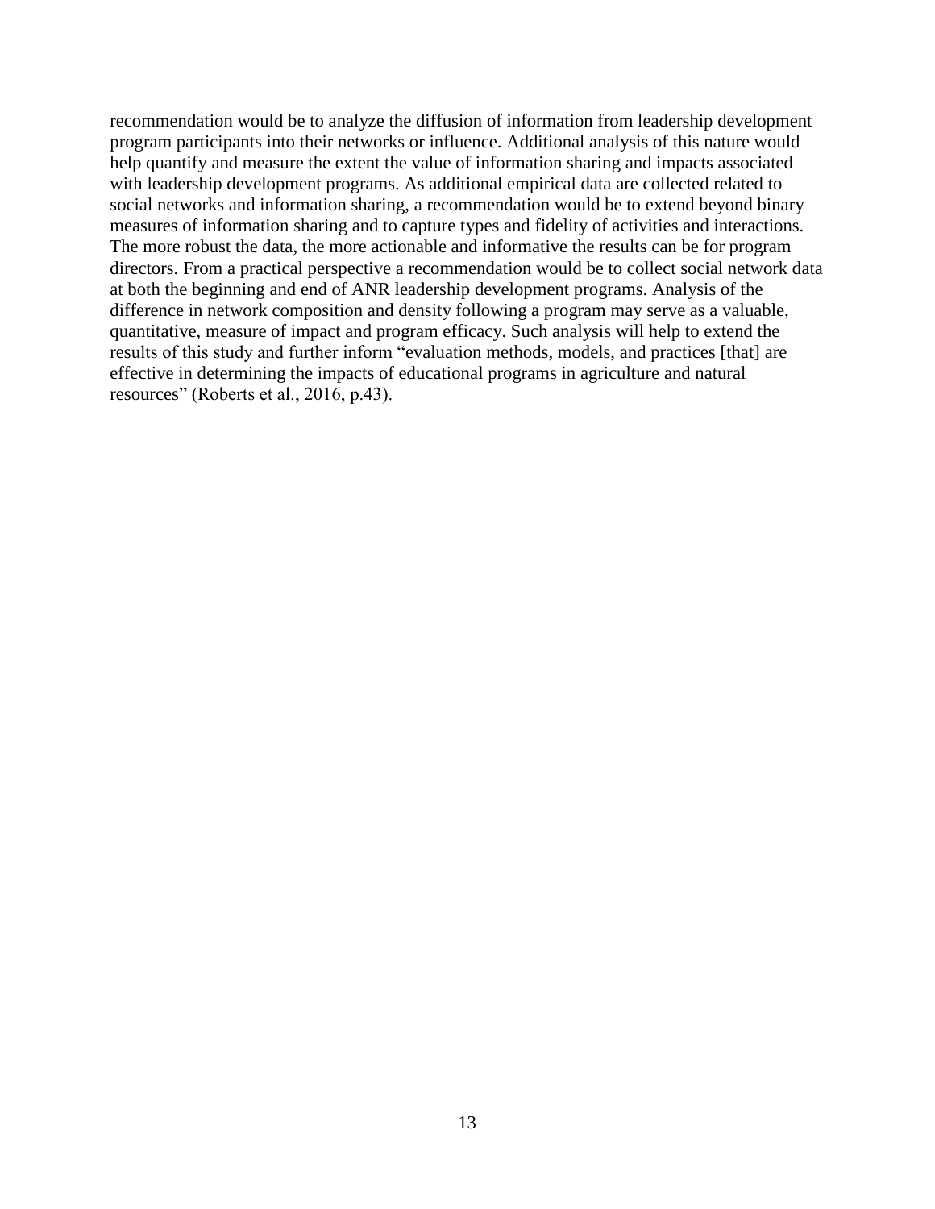recommendation would be to analyze the diffusion of information from leadership development program participants into their networks or influence. Additional analysis of this nature would help quantify and measure the extent the value of information sharing and impacts associated with leadership development programs. As additional empirical data are collected related to social networks and information sharing, a recommendation would be to extend beyond binary measures of information sharing and to capture types and fidelity of activities and interactions. The more robust the data, the more actionable and informative the results can be for program directors. From a practical perspective a recommendation would be to collect social network data at both the beginning and end of ANR leadership development programs. Analysis of the difference in network composition and density following a program may serve as a valuable, quantitative, measure of impact and program efficacy. Such analysis will help to extend the results of this study and further inform "evaluation methods, models, and practices [that] are effective in determining the impacts of educational programs in agriculture and natural resources" (Roberts et al., 2016, p.43).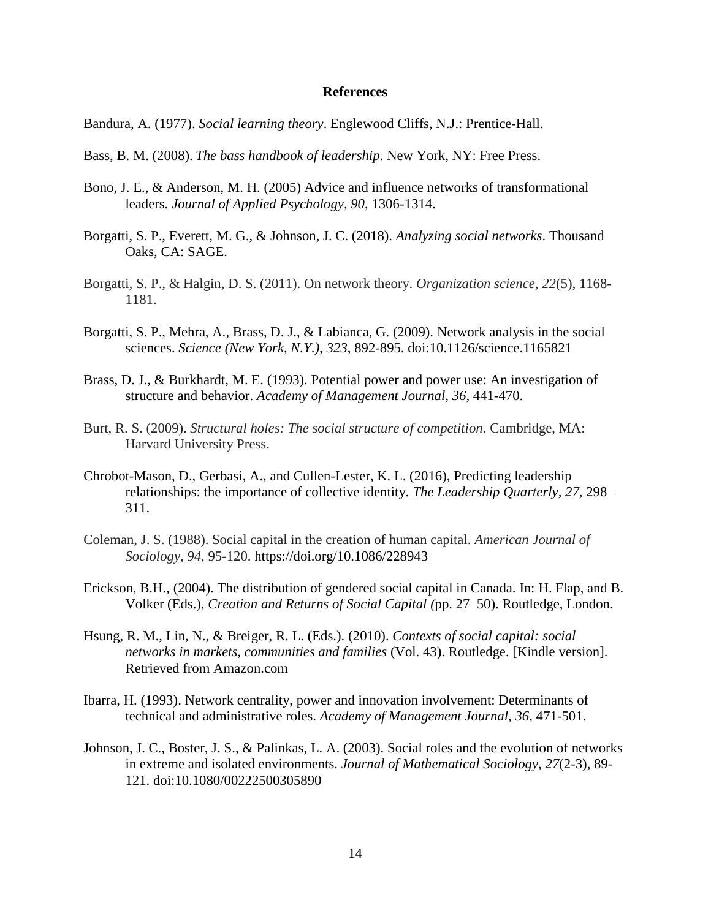# References

Bandura, A. (1977). *Social learning theory*. Englewood Cliffs, N.J.: Prentice-Hall.

Bass, B. M. (2008). *The bass handbook of leadership*. New York, NY: Free Press.

Bono, J. E., & Anderson, M. H. (2005) Advice and influence networks of transformational leaders. *Journal of Applied Psychology, 90*, 1306-1314.

Borgatti, S. P., Everett, M. G., & Johnson, J. C. (2018). *Analyzing social networks*. Thousand Oaks, CA: SAGE.

Borgatti, S. P., & Halgin, D. S. (2011). On network theory. *Organization science*, *22*(5), 1168-1181.

Borgatti, S. P., Mehra, A., Brass, D. J., & Labianca, G. (2009). Network analysis in the social sciences. *Science (New York, N.Y.), 323*, 892-895. doi:10.1126/science.1165821

Brass, D. J., & Burkhardt, M. E. (1993). Potential power and power use: An investigation of structure and behavior. *Academy of Management Journal, 36*, 441-470.

Burt, R. S. (2009). *Structural holes: The social structure of competition*. Cambridge, MA: Harvard University Press.

Chrobot-Mason, D., Gerbasi, A., and Cullen-Lester, K. L. (2016), Predicting leadership relationships: the importance of collective identity. *The Leadership Quarterly, 27*, 298–311.

Coleman, J. S. (1988). Social capital in the creation of human capital. *American Journal of Sociology*, *94*, 95-120. https://doi.org/10.1086/228943

Erickson, B.H., (2004). The distribution of gendered social capital in Canada. In: H. Flap, and B. Volker (Eds.), *Creation and Returns of Social Capital (*pp. 27–50). Routledge, London.

Hsung, R. M., Lin, N., & Breiger, R. L. (Eds.). (2010). *Contexts of social capital: social networks in markets, communities and families* (Vol. 43). Routledge. [Kindle version]. Retrieved from Amazon.com

Ibarra, H. (1993). Network centrality, power and innovation involvement: Determinants of technical and administrative roles. *Academy of Management Journal, 36*, 471-501.

Johnson, J. C., Boster, J. S., & Palinkas, L. A. (2003). Social roles and the evolution of networks in extreme and isolated environments. *Journal of Mathematical Sociology, 27*(2-3), 89-121. doi:10.1080/00222500305890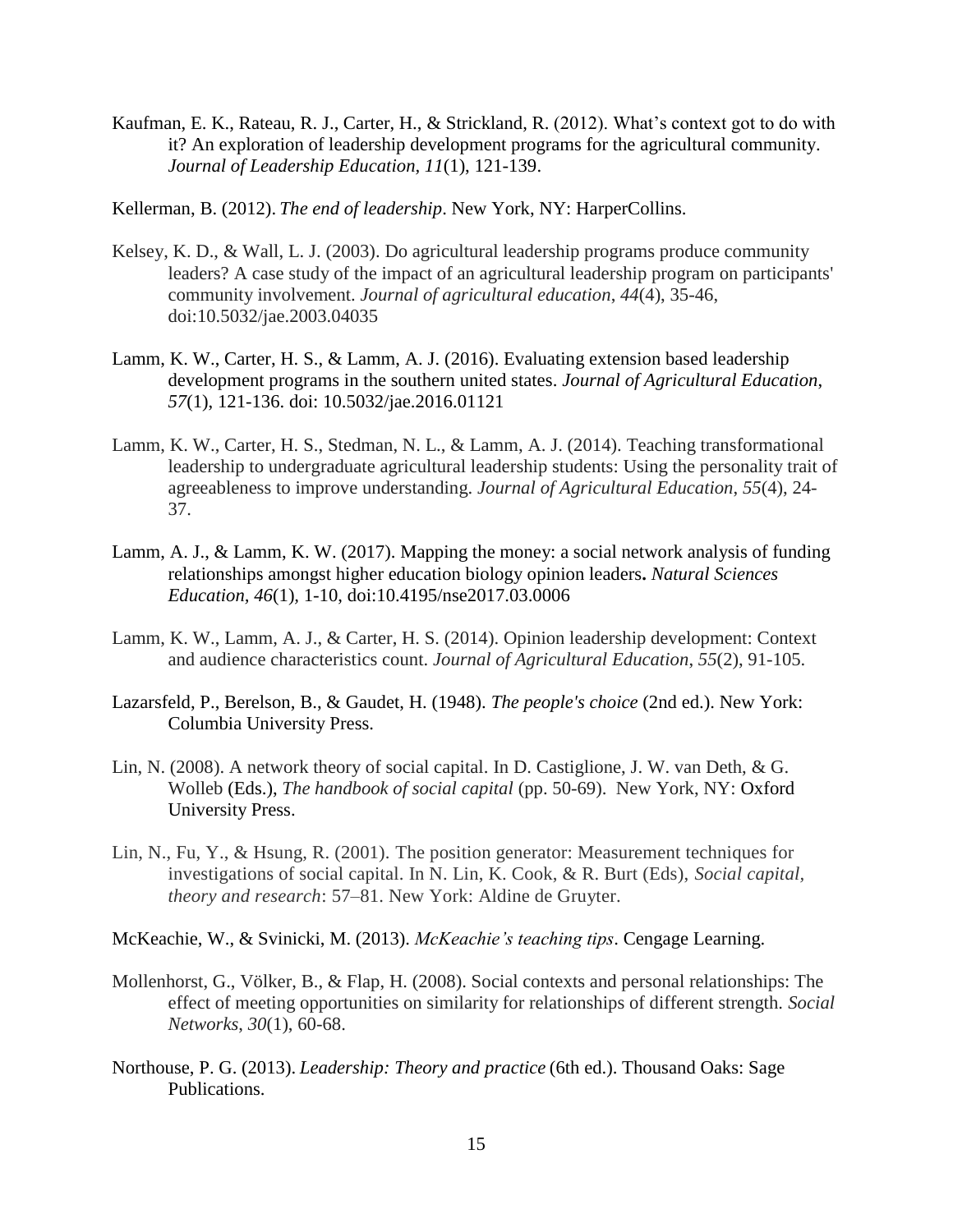Kaufman, E. K., Rateau, R. J., Carter, H., & Strickland, R. (2012). What's context got to do with it? An exploration of leadership development programs for the agricultural community. *Journal of Leadership Education*, *11*(1), 121-139.

Kellerman, B. (2012). *The end of leadership*. New York, NY: HarperCollins.

Kelsey, K. D., & Wall, L. J. (2003). Do agricultural leadership programs produce community leaders? A case study of the impact of an agricultural leadership program on participants' community involvement. *Journal of agricultural education*, *44*(4), 35-46, doi:10.5032/jae.2003.04035

Lamm, K. W., Carter, H. S., & Lamm, A. J. (2016). Evaluating extension based leadership development programs in the southern united states. *Journal of Agricultural Education*, *57*(1), 121-136. doi: 10.5032/jae.2016.01121

Lamm, K. W., Carter, H. S., Stedman, N. L., & Lamm, A. J. (2014). Teaching transformational leadership to undergraduate agricultural leadership students: Using the personality trait of agreeableness to improve understanding. *Journal of Agricultural Education*, *55*(4), 24-37.

Lamm, A. J., & Lamm, K. W. (2017). Mapping the money: a social network analysis of funding relationships amongst higher education biology opinion leaders**.** *Natural Sciences Education, 46*(1), 1-10, doi:10.4195/nse2017.03.0006

Lamm, K. W., Lamm, A. J., & Carter, H. S. (2014). Opinion leadership development: Context and audience characteristics count. *Journal of Agricultural Education*, *55*(2), 91-105.

Lazarsfeld, P., Berelson, B., & Gaudet, H. (1948). *The people's choice* (2nd ed.). New York: Columbia University Press.

Lin, N. (2008). A network theory of social capital. In D. Castiglione, J. W. van Deth, & G. Wolleb (Eds.), *The handbook of social capital* (pp. 50-69). New York, NY: Oxford University Press.

Lin, N., Fu, Y., & Hsung, R. (2001). The position generator: Measurement techniques for investigations of social capital. In N. Lin, K. Cook, & R. Burt (Eds), *Social capital, theory and research*: 57–81. New York: Aldine de Gruyter.

McKeachie, W., & Svinicki, M. (2013). *McKeachie's teaching tips*. Cengage Learning.

Mollenhorst, G., Völker, B., & Flap, H. (2008). Social contexts and personal relationships: The effect of meeting opportunities on similarity for relationships of different strength. *Social Networks*, *30*(1), 60-68.

Northouse, P. G. (2013). *Leadership: Theory and practice* (6th ed.). Thousand Oaks: Sage Publications.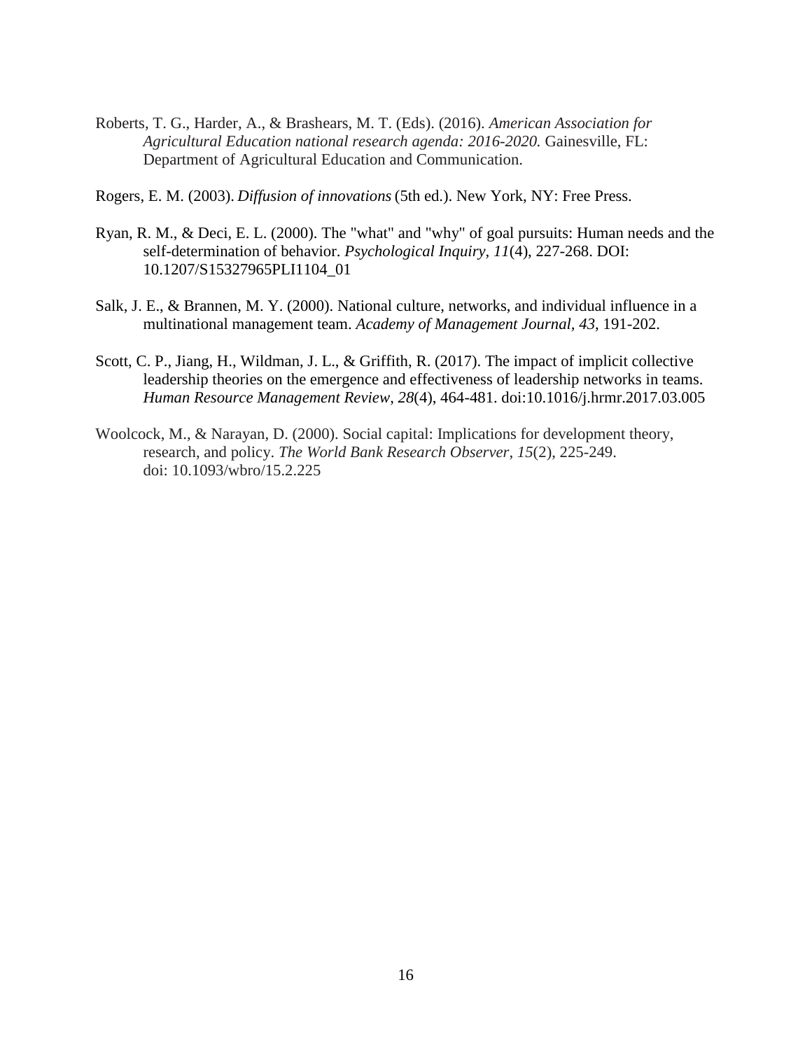Roberts, T. G., Harder, A., & Brashears, M. T. (Eds). (2016). *American Association for Agricultural Education national research agenda: 2016-2020.* Gainesville, FL: Department of Agricultural Education and Communication.

Rogers, E. M. (2003). *Diffusion of innovations* (5th ed.). New York, NY: Free Press.

Ryan, R. M., & Deci, E. L. (2000). The "what" and "why" of goal pursuits: Human needs and the self-determination of behavior. *Psychological Inquiry, 11*(4), 227-268. DOI: 10.1207/S15327965PLI1104_01

Salk, J. E., & Brannen, M. Y. (2000). National culture, networks, and individual influence in a multinational management team. *Academy of Management Journal, 43*, 191-202.

Scott, C. P., Jiang, H., Wildman, J. L., & Griffith, R. (2017). The impact of implicit collective leadership theories on the emergence and effectiveness of leadership networks in teams. *Human Resource Management Review, 28*(4), 464-481. doi:10.1016/j.hrmr.2017.03.005

Woolcock, M., & Narayan, D. (2000). Social capital: Implications for development theory, research, and policy. *The World Bank Research Observer, 15*(2), 225-249. doi: 10.1093/wbro/15.2.225